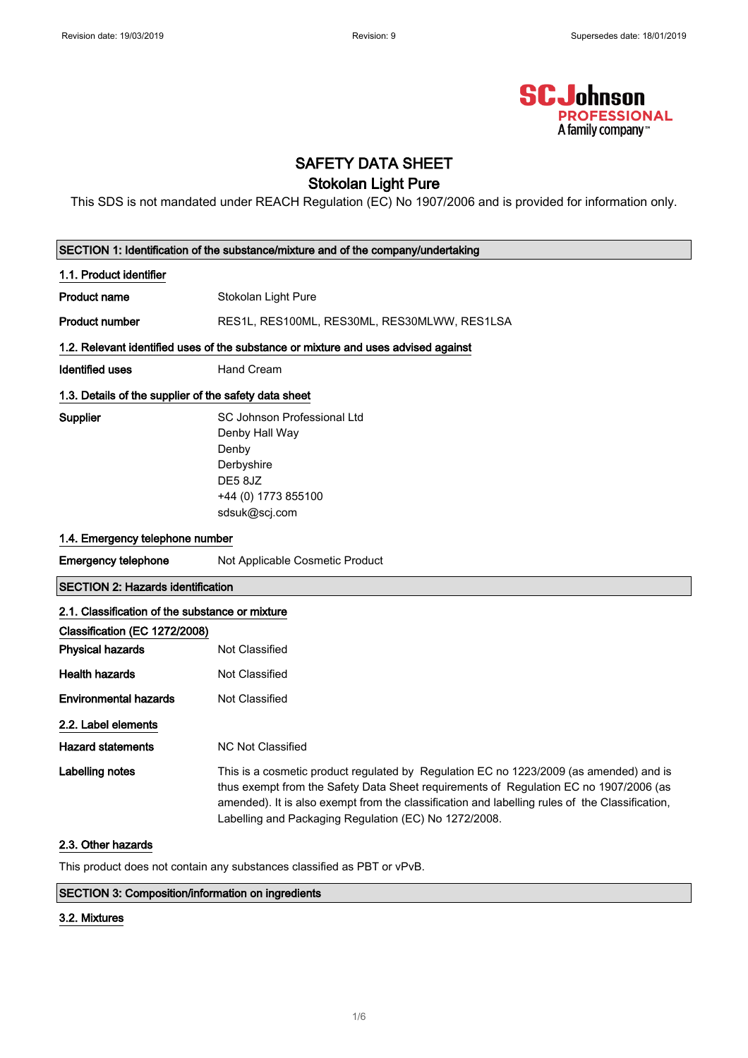# SAFETY DATA SHEET

## Stokolan Light Pure

This SDS is not mandated under REACH Regulation (EC) No 1907/2006 and is provided for information only.

## SECTION 1: Identification of the substance/mixture and of the company/undertaking

### 1.1. Product identifier

**Product name** Stokolan Light Pure

**Product number** RES1L, RES100ML, RES30ML, RES30MLWW, RES1LSA

### 1.2. Relevant identified uses of the substance or mixture and uses advised against

**Identified uses** Hand Cream

### 1.3. Details of the supplier of the safety data sheet

**Supplier**
SC Johnson Professional Ltd
Denby Hall Way
Denby
Derbyshire
DE5 8JZ
+44 (0) 1773 855100
sdsuk@scj.com

### 1.4. Emergency telephone number

**Emergency telephone** Not Applicable Cosmetic Product

## SECTION 2: Hazards identification

### 2.1. Classification of the substance or mixture

**Classification (EC 1272/2008)**

**Physical hazards** Not Classified

**Health hazards** Not Classified

**Environmental hazards** Not Classified

### 2.2. Label elements

**Hazard statements** NC Not Classified

**Labelling notes** This is a cosmetic product regulated by Regulation EC no 1223/2009 (as amended) and is thus exempt from the Safety Data Sheet requirements of Regulation EC no 1907/2006 (as amended). It is also exempt from the classification and labelling rules of the Classification, Labelling and Packaging Regulation (EC) No 1272/2008.

### 2.3. Other hazards

This product does not contain any substances classified as PBT or vPvB.

## SECTION 3: Composition/information on ingredients

### 3.2. Mixtures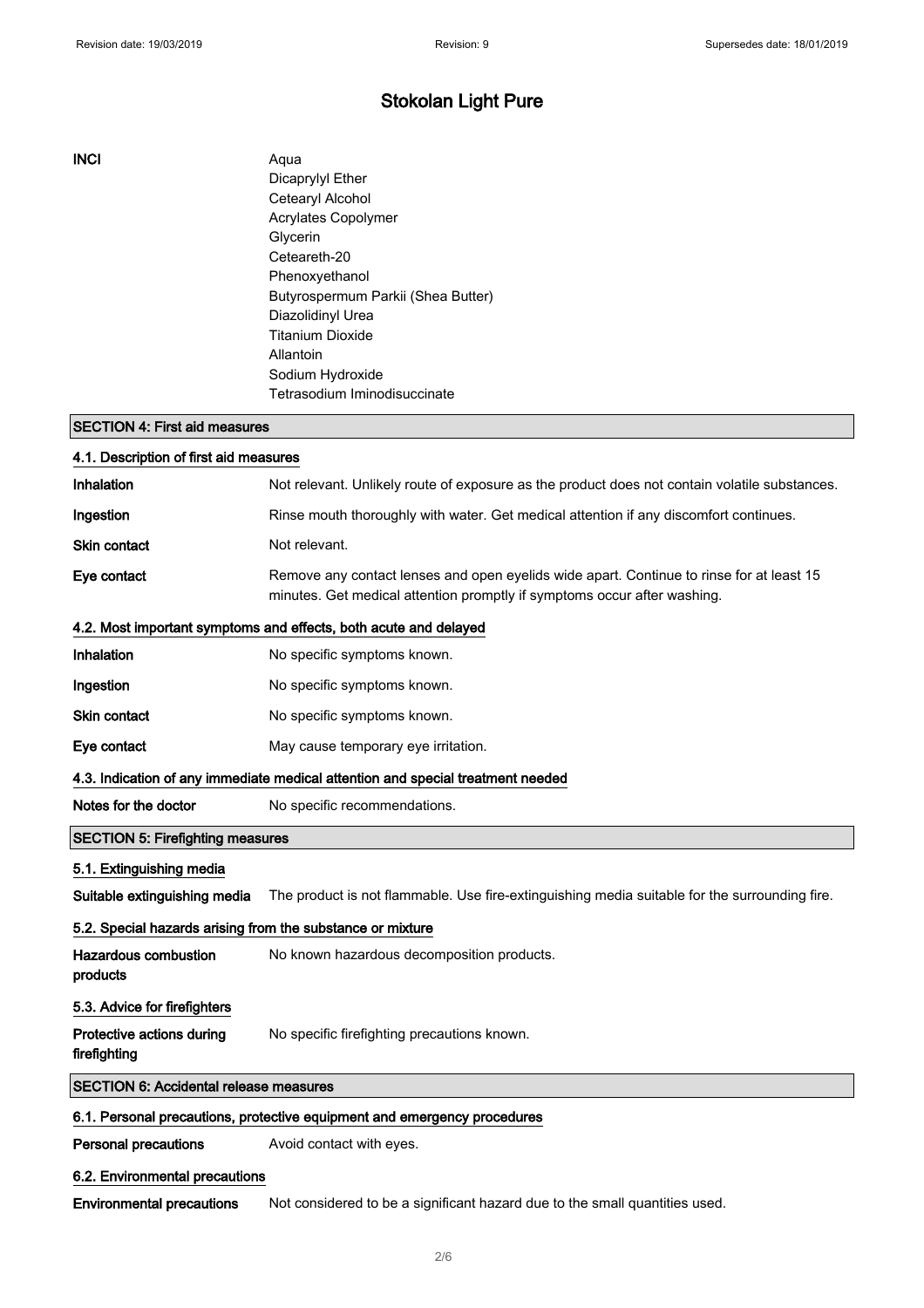# Stokolan Light Pure

**INCI**

Aqua
Dicaprylyl Ether
Cetearyl Alcohol
Acrylates Copolymer
Glycerin
Ceteareth-20
Phenoxyethanol
Butyrospermum Parkii (Shea Butter)
Diazolidinyl Urea
Titanium Dioxide
Allantoin
Sodium Hydroxide
Tetrasodium Iminodisuccinate

## SECTION 4: First aid measures

### 4.1. Description of first aid measures

| | |
|---|---|
| **Inhalation** | Not relevant. Unlikely route of exposure as the product does not contain volatile substances. |
| **Ingestion** | Rinse mouth thoroughly with water. Get medical attention if any discomfort continues. |
| **Skin contact** | Not relevant. |
| **Eye contact** | Remove any contact lenses and open eyelids wide apart. Continue to rinse for at least 15 minutes. Get medical attention promptly if symptoms occur after washing. |

### 4.2. Most important symptoms and effects, both acute and delayed

| | |
|---|---|
| **Inhalation** | No specific symptoms known. |
| **Ingestion** | No specific symptoms known. |
| **Skin contact** | No specific symptoms known. |
| **Eye contact** | May cause temporary eye irritation. |

### 4.3. Indication of any immediate medical attention and special treatment needed

| | |
|---|---|
| **Notes for the doctor** | No specific recommendations. |

## SECTION 5: Firefighting measures

### 5.1. Extinguishing media

| | |
|---|---|
| **Suitable extinguishing media** | The product is not flammable. Use fire-extinguishing media suitable for the surrounding fire. |

### 5.2. Special hazards arising from the substance or mixture

| | |
|---|---|
| **Hazardous combustion products** | No known hazardous decomposition products. |

### 5.3. Advice for firefighters

| | |
|---|---|
| **Protective actions during firefighting** | No specific firefighting precautions known. |

## SECTION 6: Accidental release measures

### 6.1. Personal precautions, protective equipment and emergency procedures

| | |
|---|---|
| **Personal precautions** | Avoid contact with eyes. |

### 6.2. Environmental precautions

| | |
|---|---|
| **Environmental precautions** | Not considered to be a significant hazard due to the small quantities used. |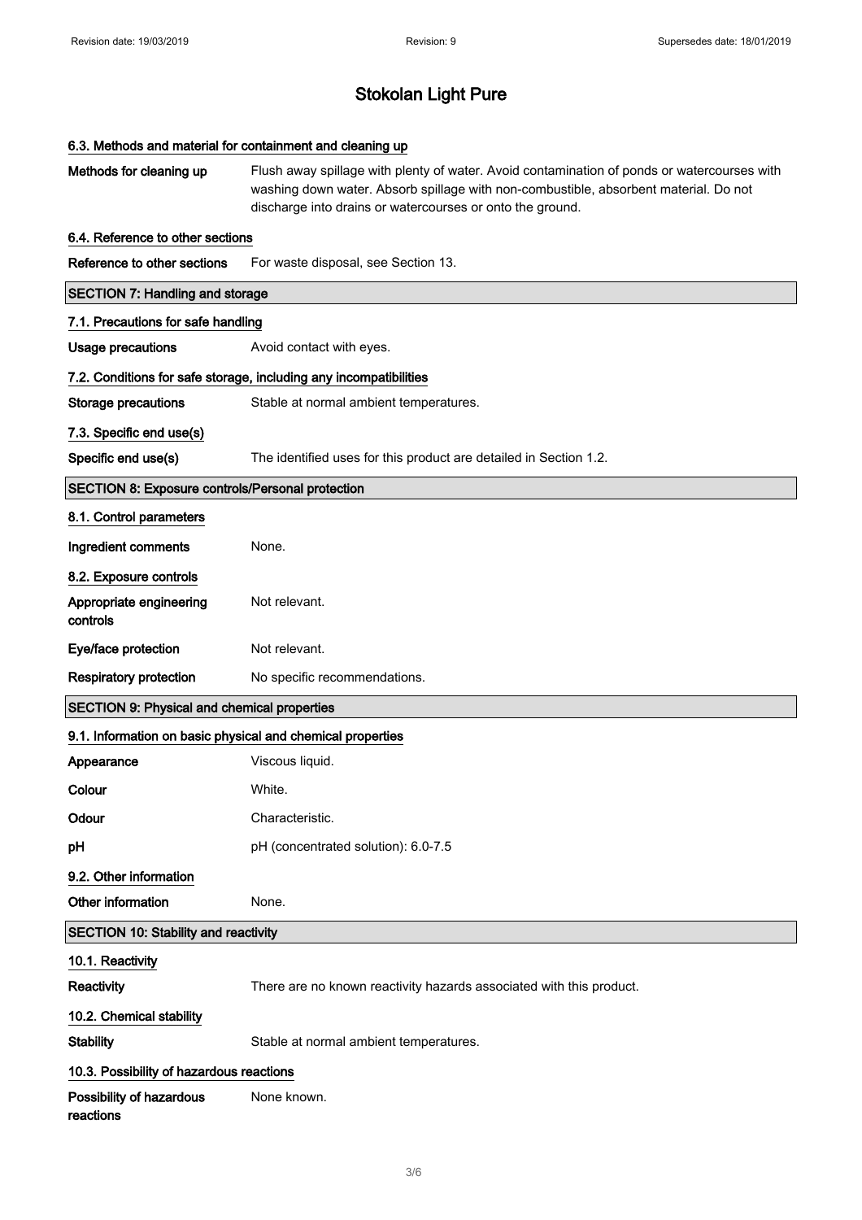# Stokolan Light Pure

### 6.3. Methods and material for containment and cleaning up

| | |
|---|---|
| **Methods for cleaning up** | Flush away spillage with plenty of water. Avoid contamination of ponds or watercourses with washing down water. Absorb spillage with non-combustible, absorbent material. Do not discharge into drains or watercourses or onto the ground. |

### 6.4. Reference to other sections

| | |
|---|---|
| **Reference to other sections** | For waste disposal, see Section 13. |

## SECTION 7: Handling and storage

### 7.1. Precautions for safe handling

| | |
|---|---|
| **Usage precautions** | Avoid contact with eyes. |

### 7.2. Conditions for safe storage, including any incompatibilities

| | |
|---|---|
| **Storage precautions** | Stable at normal ambient temperatures. |

### 7.3. Specific end use(s)

| | |
|---|---|
| **Specific end use(s)** | The identified uses for this product are detailed in Section 1.2. |

## SECTION 8: Exposure controls/Personal protection

### 8.1. Control parameters

| | |
|---|---|
| **Ingredient comments** | None. |

### 8.2. Exposure controls

| | |
|---|---|
| **Appropriate engineering controls** | Not relevant. |
| **Eye/face protection** | Not relevant. |
| **Respiratory protection** | No specific recommendations. |

## SECTION 9: Physical and chemical properties

### 9.1. Information on basic physical and chemical properties

| | |
|---|---|
| **Appearance** | Viscous liquid. |
| **Colour** | White. |
| **Odour** | Characteristic. |
| **pH** | pH (concentrated solution): 6.0-7.5 |

### 9.2. Other information

| | |
|---|---|
| **Other information** | None. |

## SECTION 10: Stability and reactivity

### 10.1. Reactivity

| | |
|---|---|
| **Reactivity** | There are no known reactivity hazards associated with this product. |

### 10.2. Chemical stability

| | |
|---|---|
| **Stability** | Stable at normal ambient temperatures. |

### 10.3. Possibility of hazardous reactions

| | |
|---|---|
| **Possibility of hazardous reactions** | None known. |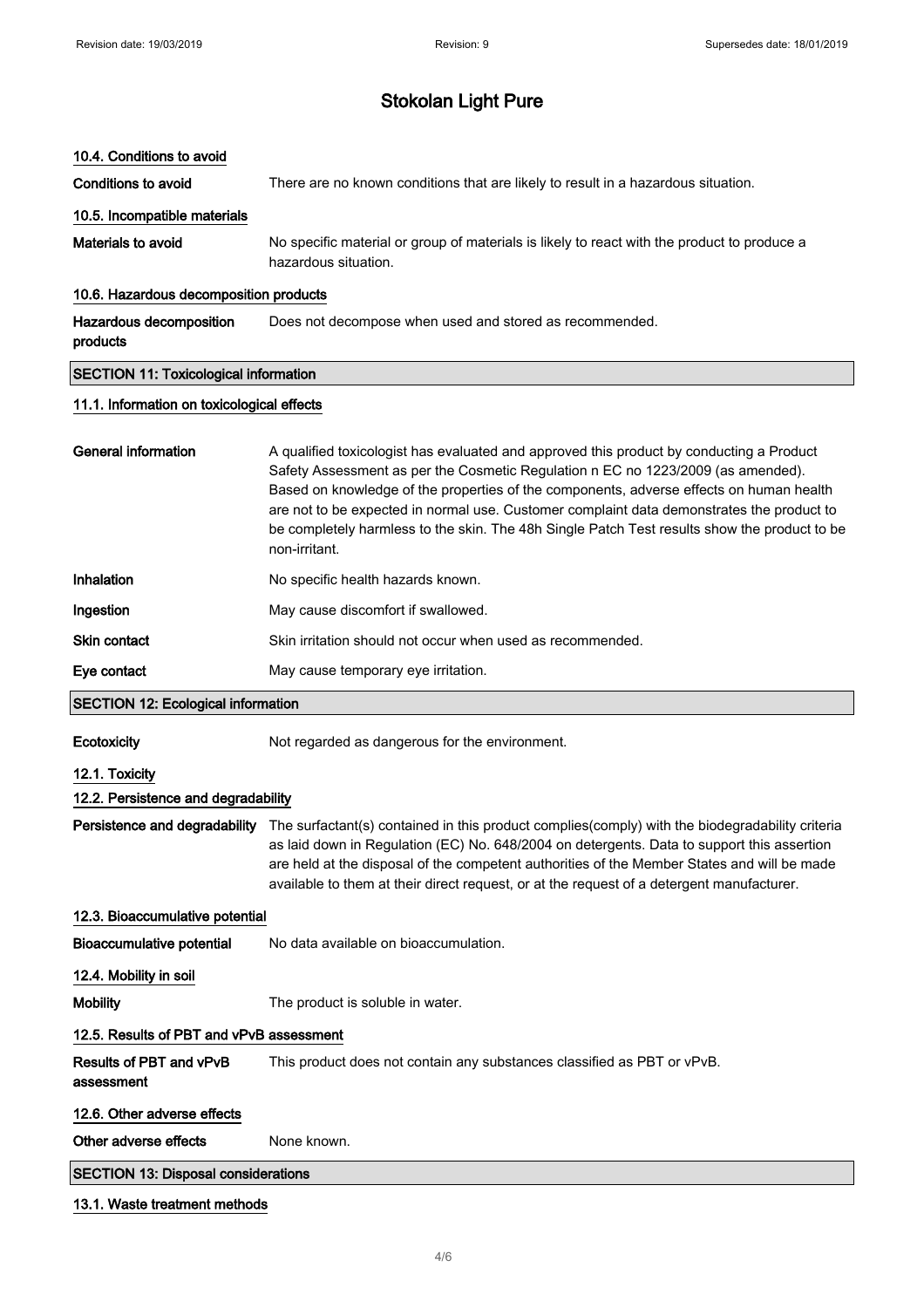# Stokolan Light Pure

### 10.4. Conditions to avoid

**Conditions to avoid** There are no known conditions that are likely to result in a hazardous situation.

### 10.5. Incompatible materials

**Materials to avoid** No specific material or group of materials is likely to react with the product to produce a hazardous situation.

### 10.6. Hazardous decomposition products

**Hazardous decomposition products** Does not decompose when used and stored as recommended.

## SECTION 11: Toxicological information

### 11.1. Information on toxicological effects

**General information** A qualified toxicologist has evaluated and approved this product by conducting a Product Safety Assessment as per the Cosmetic Regulation n EC no 1223/2009 (as amended). Based on knowledge of the properties of the components, adverse effects on human health are not to be expected in normal use. Customer complaint data demonstrates the product to be completely harmless to the skin. The 48h Single Patch Test results show the product to be non-irritant.

**Inhalation** No specific health hazards known.

**Ingestion** May cause discomfort if swallowed.

**Skin contact** Skin irritation should not occur when used as recommended.

**Eye contact** May cause temporary eye irritation.

## SECTION 12: Ecological information

**Ecotoxicity** Not regarded as dangerous for the environment.

### 12.1. Toxicity

### 12.2. Persistence and degradability

**Persistence and degradability** The surfactant(s) contained in this product complies(comply) with the biodegradability criteria as laid down in Regulation (EC) No. 648/2004 on detergents. Data to support this assertion are held at the disposal of the competent authorities of the Member States and will be made available to them at their direct request, or at the request of a detergent manufacturer.

### 12.3. Bioaccumulative potential

**Bioaccumulative potential** No data available on bioaccumulation.

### 12.4. Mobility in soil

**Mobility** The product is soluble in water.

### 12.5. Results of PBT and vPvB assessment

**Results of PBT and vPvB assessment** This product does not contain any substances classified as PBT or vPvB.

### 12.6. Other adverse effects

**Other adverse effects** None known.

## SECTION 13: Disposal considerations

### 13.1. Waste treatment methods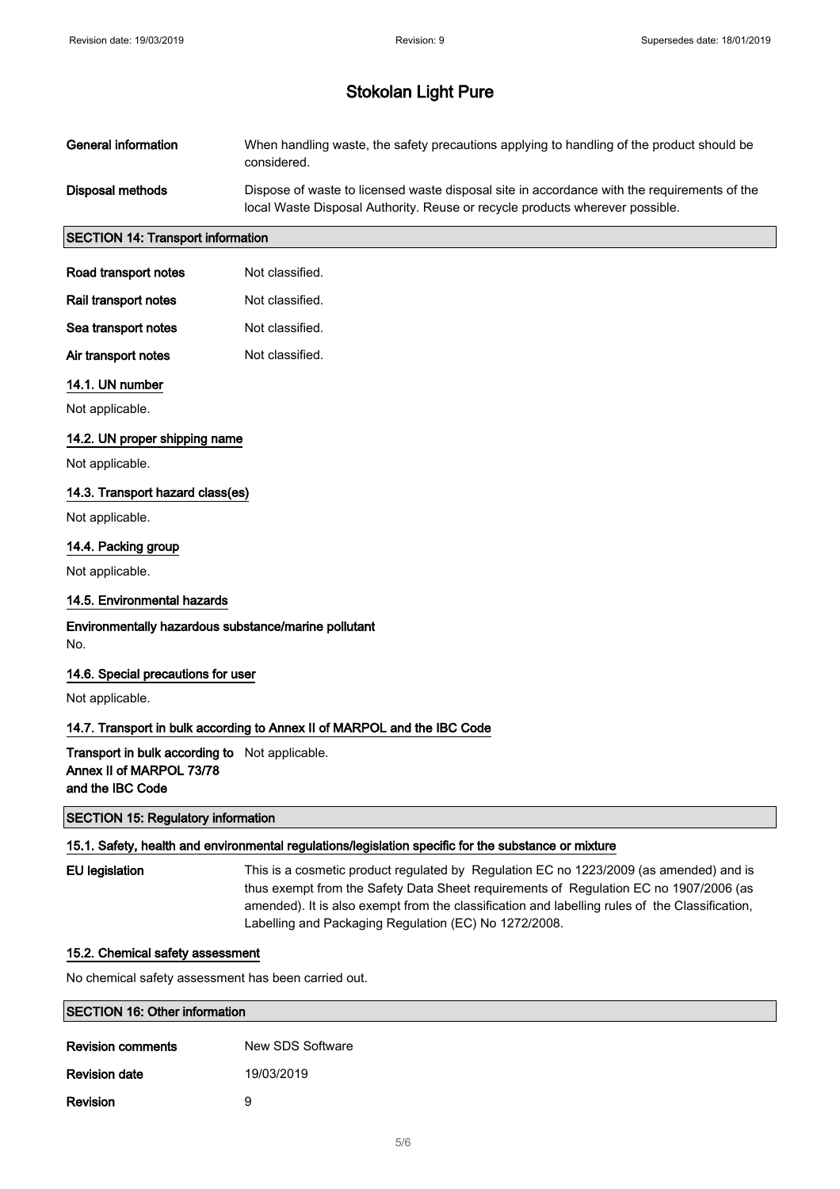# Stokolan Light Pure

**General information** When handling waste, the safety precautions applying to handling of the product should be considered.

**Disposal methods** Dispose of waste to licensed waste disposal site in accordance with the requirements of the local Waste Disposal Authority. Reuse or recycle products wherever possible.

## SECTION 14: Transport information

**Road transport notes** Not classified.

**Rail transport notes** Not classified.

**Sea transport notes** Not classified.

**Air transport notes** Not classified.

### 14.1. UN number

Not applicable.

### 14.2. UN proper shipping name

Not applicable.

### 14.3. Transport hazard class(es)

Not applicable.

### 14.4. Packing group

Not applicable.

### 14.5. Environmental hazards

**Environmentally hazardous substance/marine pollutant**
No.

### 14.6. Special precautions for user

Not applicable.

### 14.7. Transport in bulk according to Annex II of MARPOL and the IBC Code

**Transport in bulk according to Annex II of MARPOL 73/78 and the IBC Code** Not applicable.

## SECTION 15: Regulatory information

### 15.1. Safety, health and environmental regulations/legislation specific for the substance or mixture

**EU legislation** This is a cosmetic product regulated by Regulation EC no 1223/2009 (as amended) and is thus exempt from the Safety Data Sheet requirements of Regulation EC no 1907/2006 (as amended). It is also exempt from the classification and labelling rules of the Classification, Labelling and Packaging Regulation (EC) No 1272/2008.

### 15.2. Chemical safety assessment

No chemical safety assessment has been carried out.

## SECTION 16: Other information

**Revision comments** New SDS Software

**Revision date** 19/03/2019

**Revision** 9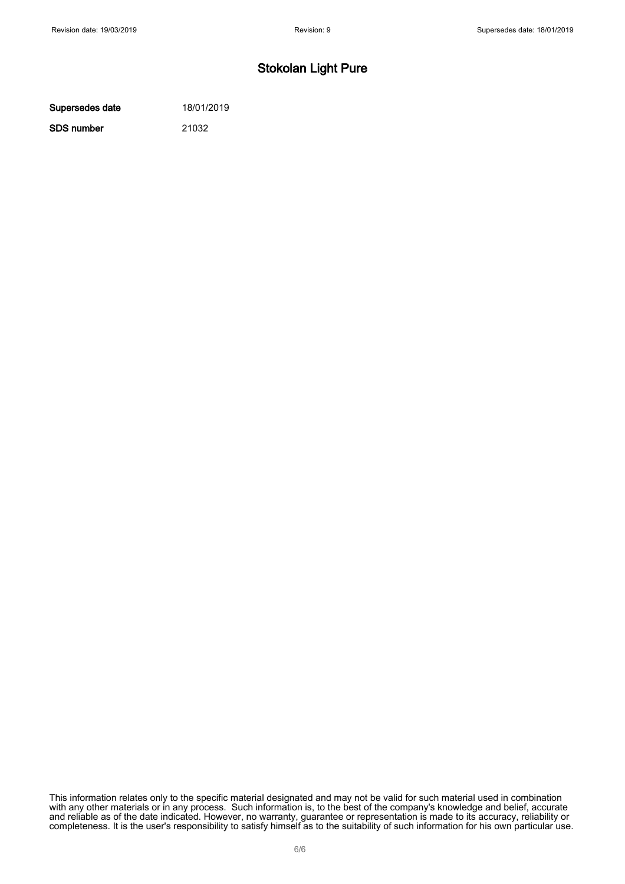# Stokolan Light Pure

| | |
|---|---|
| **Supersedes date** | 18/01/2019 |
| **SDS number** | 21032 |

This information relates only to the specific material designated and may not be valid for such material used in combination with any other materials or in any process. Such information is, to the best of the company's knowledge and belief, accurate and reliable as of the date indicated. However, no warranty, guarantee or representation is made to its accuracy, reliability or completeness. It is the user's responsibility to satisfy himself as to the suitability of such information for his own particular use.